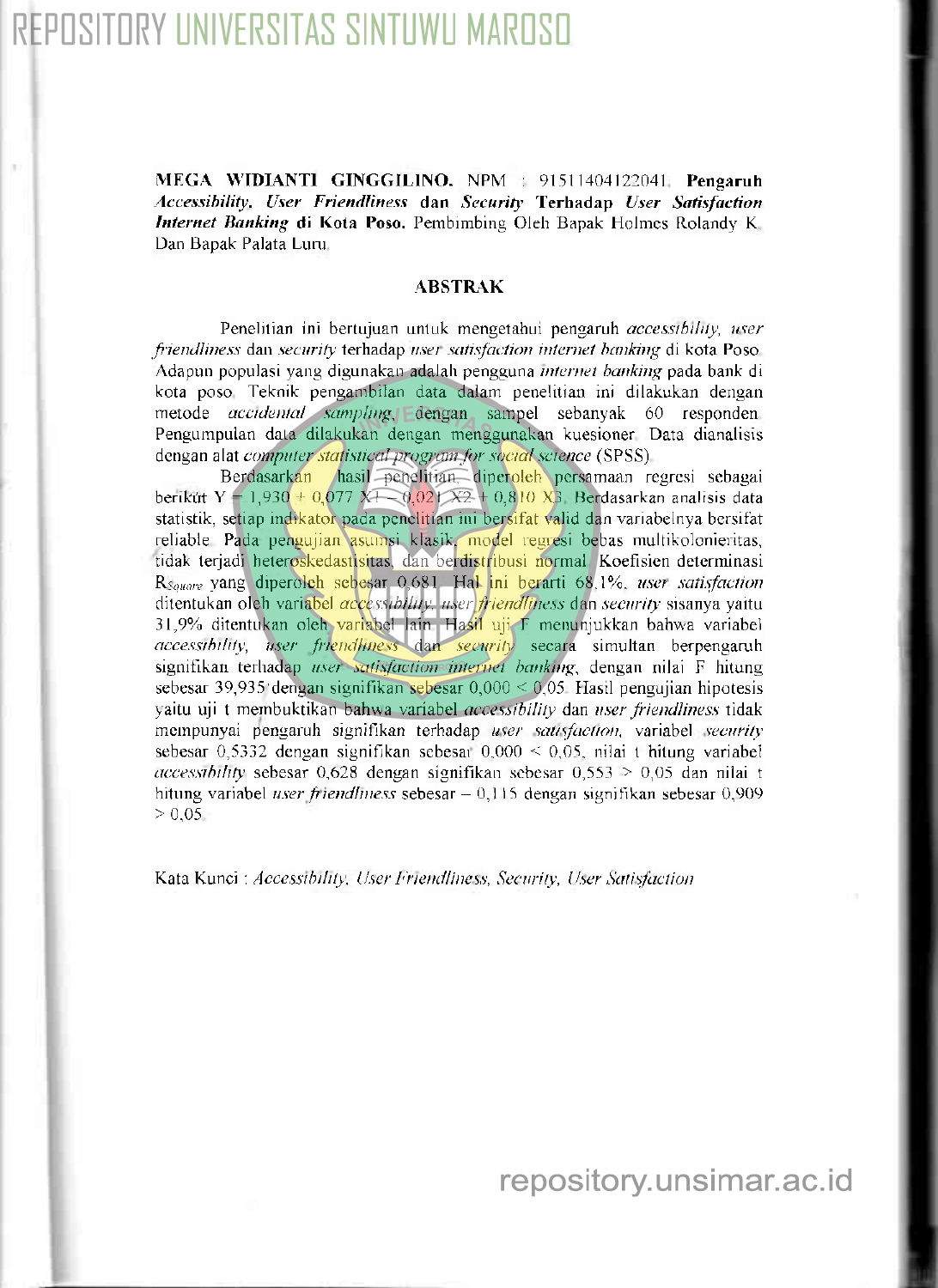**MEGA WIDIANTI GINGGILINO.** NPM : 91511404122041. **Pengaruh *Accessibility, User Friendliness* dan *Security* Terhadap *User Satisfaction Internet Banking* di Kota Poso.** Pembimbing Oleh Bapak Holmes Rolandy K. Dan Bapak Palata Luru.

## ABSTRAK

Penelitian ini bertujuan untuk mengetahui pengaruh *accessibility, user friendliness* dan *security* terhadap *user satisfaction internet banking* di kota Poso. Adapun populasi yang digunakan adalah pengguna *internet banking* pada bank di kota poso. Teknik pengambilan data dalam penelitian ini dilakukan dengan metode *accidental sampling*, dengan sampel sebanyak 60 responden. Pengumpulan data dilakukan dengan menggunakan kuesioner. Data dianalisis dengan alat *computer statistical program for social science* (SPSS).

Berdasarkan hasil penelitian, diperoleh persamaan regresi sebagai berikut $Y = 1{,}930 + 0{,}077\ X1 - 0{,}021\ X2 + 0{,}810\ X3$. Berdasarkan analisis data statistik, setiap indikator pada penelitian ini bersifat valid dan variabelnya bersifat reliable. Pada pengujian asumsi klasik, model regresi bebas multikolonieritas, tidak terjadi heteroskedastisitas, dan berdistribusi normal. Koefisien determinasi $R_{Square}$ yang diperoleh sebesar 0,681. Hal ini berarti 68,1%, *user satisfaction* ditentukan oleh variabel *accessibility, user friendliness* dan *security* sisanya yaitu 31,9% ditentukan oleh variabel lain. Hasil uji F menunjukkan bahwa variabel *accessibility, user friendliness* dan *security* secara simultan berpengaruh signifikan terhadap *user satisfaction internet banking*, dengan nilai F hitung sebesar 39,935 dengan signifikan sebesar $0{,}000 < 0{,}05$. Hasil pengujian hipotesis yaitu uji t membuktikan bahwa variabel *accessibility* dan *user friendliness* tidak mempunyai pengaruh signifikan terhadap *user satisfaction*, variabel *security* sebesar 0,5332 dengan signifikan sebesar $0{,}000 < 0{,}05$, nilai t hitung variabel *accessibility* sebesar 0,628 dengan signifikan sebesar $0{,}553 > 0{,}05$ dan nilai t hitung variabel *user friendliness* sebesar $-0{,}115$ dengan signifikan sebesar $0{,}909 > 0{,}05$.

Kata Kunci : *Accessibility, User Friendliness, Security, User Satisfaction*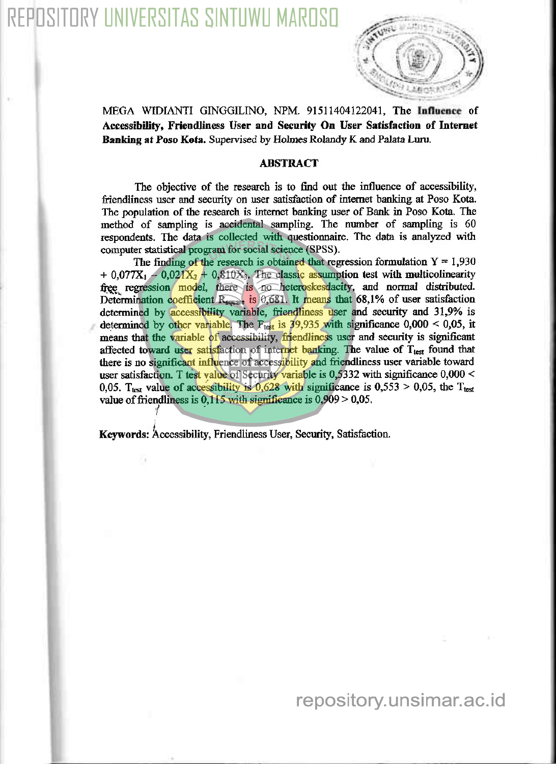MEGA WIDIANTI GINGGILINO, NPM. 91511404122041, **The Influence of Accessibility, Friendliness User and Security On User Satisfaction of Internet Banking at Poso Kota.** Supervised by Holmes Rolandy K and Palata Luru.

## ABSTRACT

The objective of the research is to find out the influence of accessibility, friendliness user and security on user satisfaction of internet banking at Poso Kota. The population of the research is internet banking user of Bank in Poso Kota. The method of sampling is accidental sampling. The number of sampling is 60 respondents. The data is collected with questionnaire. The data is analyzed with computer statistical program for social science (SPSS).

The finding of the research is obtained that regression formulation $Y = 1{,}930 + 0{,}077X_1 - 0{,}021X_2 + 0{,}810X_3$. The classic assumption test with multicolinearity free regression model, there is no heteroskesdacity, and normal distributed. Determination coefficient $R_{square}$ is 0,681. It means that 68,1% of user satisfaction determined by accessibility variable, friendliness user and security and 31,9% is determined by other variable. The $F_{test}$ is 39,935 with significance $0{,}000 < 0{,}05$, it means that the variable of accessibility, friendliness user and security is significant affected toward user satisfaction of internet banking. The value of $T_{test}$ found that there is no significant influence of accessibility and friendliness user variable toward user satisfaction. T test value of Security variable is 0,5332 with significance $0{,}000 < 0{,}05$. $T_{test}$ value of accessibility is 0,628 with significance is $0{,}553 > 0{,}05$, the $T_{test}$ value of friendliness is 0,115 with significance is $0{,}909 > 0{,}05$.

**Keywords:** Accessibility, Friendliness User, Security, Satisfaction.